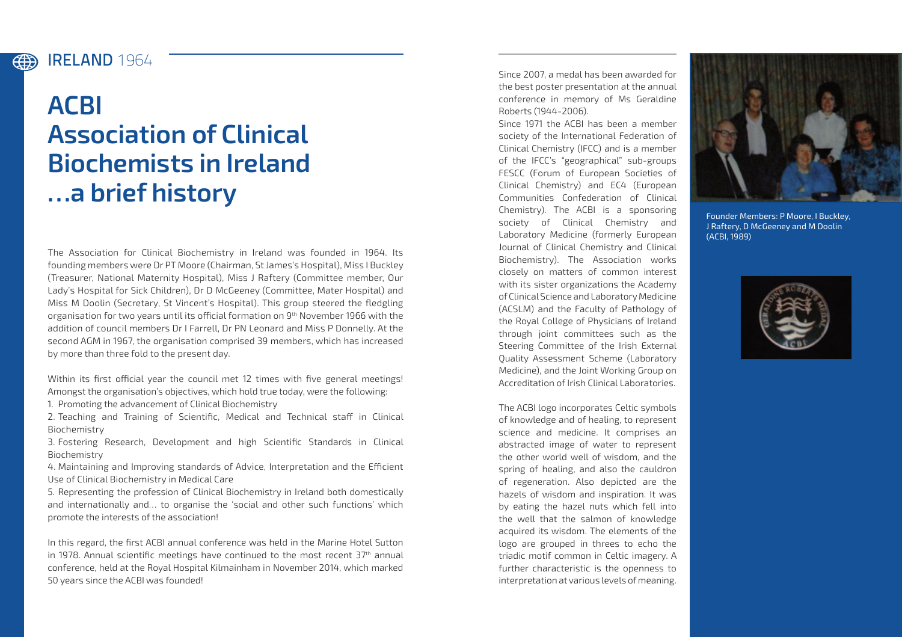## IRELAND 1964

# ACBI
# Association of Clinical Biochemists in Ireland
# …a brief history

The Association for Clinical Biochemistry in Ireland was founded in 1964. Its founding members were Dr PT Moore (Chairman, St James's Hospital), Miss I Buckley (Treasurer, National Maternity Hospital), Miss J Raftery (Committee member, Our Lady's Hospital for Sick Children), Dr D McGeeney (Committee, Mater Hospital) and Miss M Doolin (Secretary, St Vincent's Hospital). This group steered the fledgling organisation for two years until its official formation on 9th November 1966 with the addition of council members Dr I Farrell, Dr PN Leonard and Miss P Donnelly. At the second AGM in 1967, the organisation comprised 39 members, which has increased by more than three fold to the present day.

Within its first official year the council met 12 times with five general meetings! Amongst the organisation's objectives, which hold true today, were the following:

1. Promoting the advancement of Clinical Biochemistry
2. Teaching and Training of Scientific, Medical and Technical staff in Clinical Biochemistry
3. Fostering Research, Development and high Scientific Standards in Clinical Biochemistry
4. Maintaining and Improving standards of Advice, Interpretation and the Efficient Use of Clinical Biochemistry in Medical Care
5. Representing the profession of Clinical Biochemistry in Ireland both domestically and internationally and… to organise the 'social and other such functions' which promote the interests of the association!

In this regard, the first ACBI annual conference was held in the Marine Hotel Sutton in 1978. Annual scientific meetings have continued to the most recent 37th annual conference, held at the Royal Hospital Kilmainham in November 2014, which marked 50 years since the ACBI was founded!

Since 2007, a medal has been awarded for the best poster presentation at the annual conference in memory of Ms Geraldine Roberts (1944-2006).

Since 1971 the ACBI has been a member society of the International Federation of Clinical Chemistry (IFCC) and is a member of the IFCC's "geographical" sub-groups FESCC (Forum of European Societies of Clinical Chemistry) and EC4 (European Communities Confederation of Clinical Chemistry). The ACBI is a sponsoring society of Clinical Chemistry and Laboratory Medicine (formerly European Journal of Clinical Chemistry and Clinical Biochemistry). The Association works closely on matters of common interest with its sister organizations the Academy of Clinical Science and Laboratory Medicine (ACSLM) and the Faculty of Pathology of the Royal College of Physicians of Ireland through joint committees such as the Steering Committee of the Irish External Quality Assessment Scheme (Laboratory Medicine), and the Joint Working Group on Accreditation of Irish Clinical Laboratories.

The ACBI logo incorporates Celtic symbols of knowledge and of healing, to represent science and medicine. It comprises an abstracted image of water to represent the other world well of wisdom, and the spring of healing, and also the cauldron of regeneration. Also depicted are the hazels of wisdom and inspiration. It was by eating the hazel nuts which fell into the well that the salmon of knowledge acquired its wisdom. The elements of the logo are grouped in threes to echo the triadic motif common in Celtic imagery. A further characteristic is the openness to interpretation at various levels of meaning.

Founder Members: P Moore, I Buckley, J Raftery, D McGeeney and M Doolin (ACBI, 1989)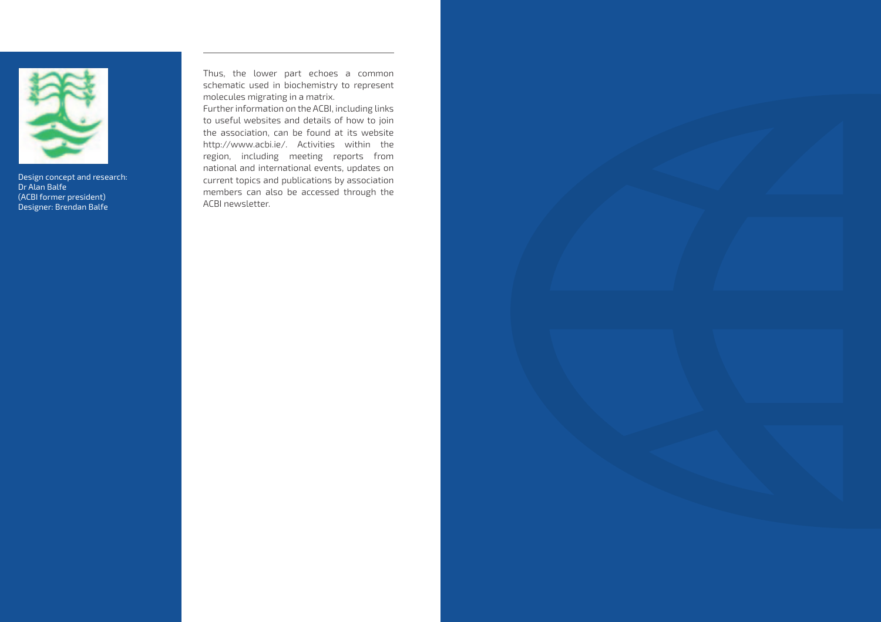Design concept and research:
Dr Alan Balfe
(ACBI former president)
Designer: Brendan Balfe

Thus, the lower part echoes a common schematic used in biochemistry to represent molecules migrating in a matrix.

Further information on the ACBI, including links to useful websites and details of how to join the association, can be found at its website http://www.acbi.ie/. Activities within the region, including meeting reports from national and international events, updates on current topics and publications by association members can also be accessed through the ACBI newsletter.